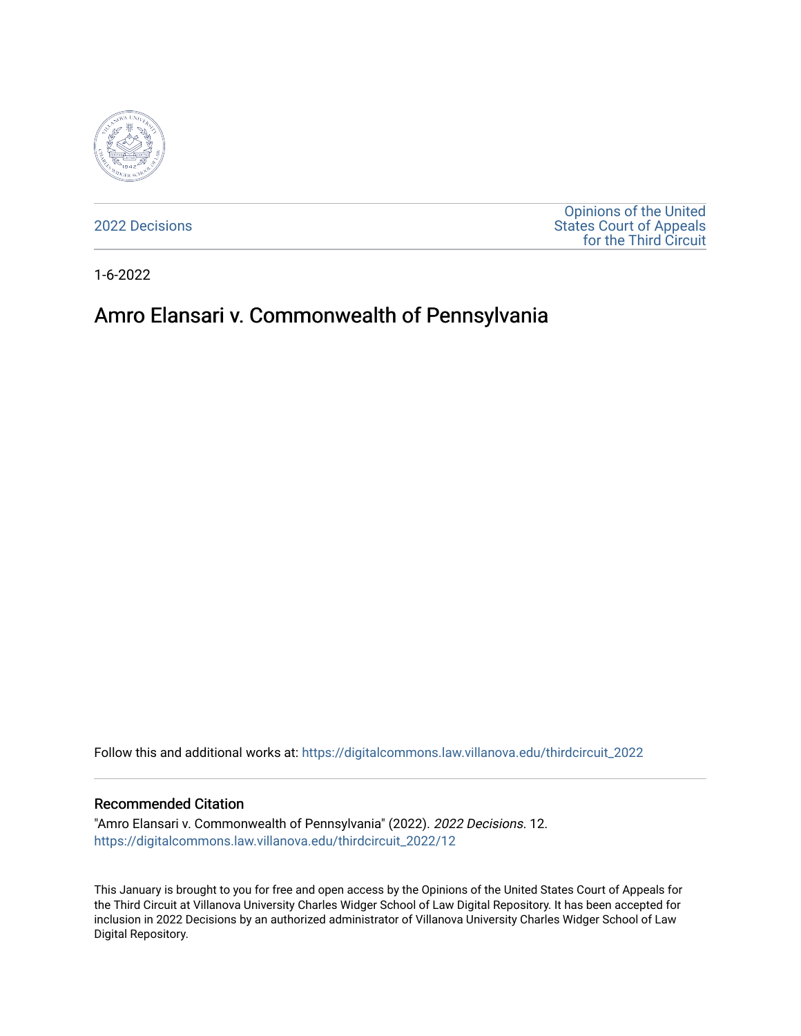2022 Decisions

Opinions of the United States Court of Appeals for the Third Circuit

1-6-2022

# Amro Elansari v. Commonwealth of Pennsylvania

Follow this and additional works at: https://digitalcommons.law.villanova.edu/thirdcircuit_2022

## Recommended Citation

"Amro Elansari v. Commonwealth of Pennsylvania" (2022). *2022 Decisions*. 12.
https://digitalcommons.law.villanova.edu/thirdcircuit_2022/12

This January is brought to you for free and open access by the Opinions of the United States Court of Appeals for the Third Circuit at Villanova University Charles Widger School of Law Digital Repository. It has been accepted for inclusion in 2022 Decisions by an authorized administrator of Villanova University Charles Widger School of Law Digital Repository.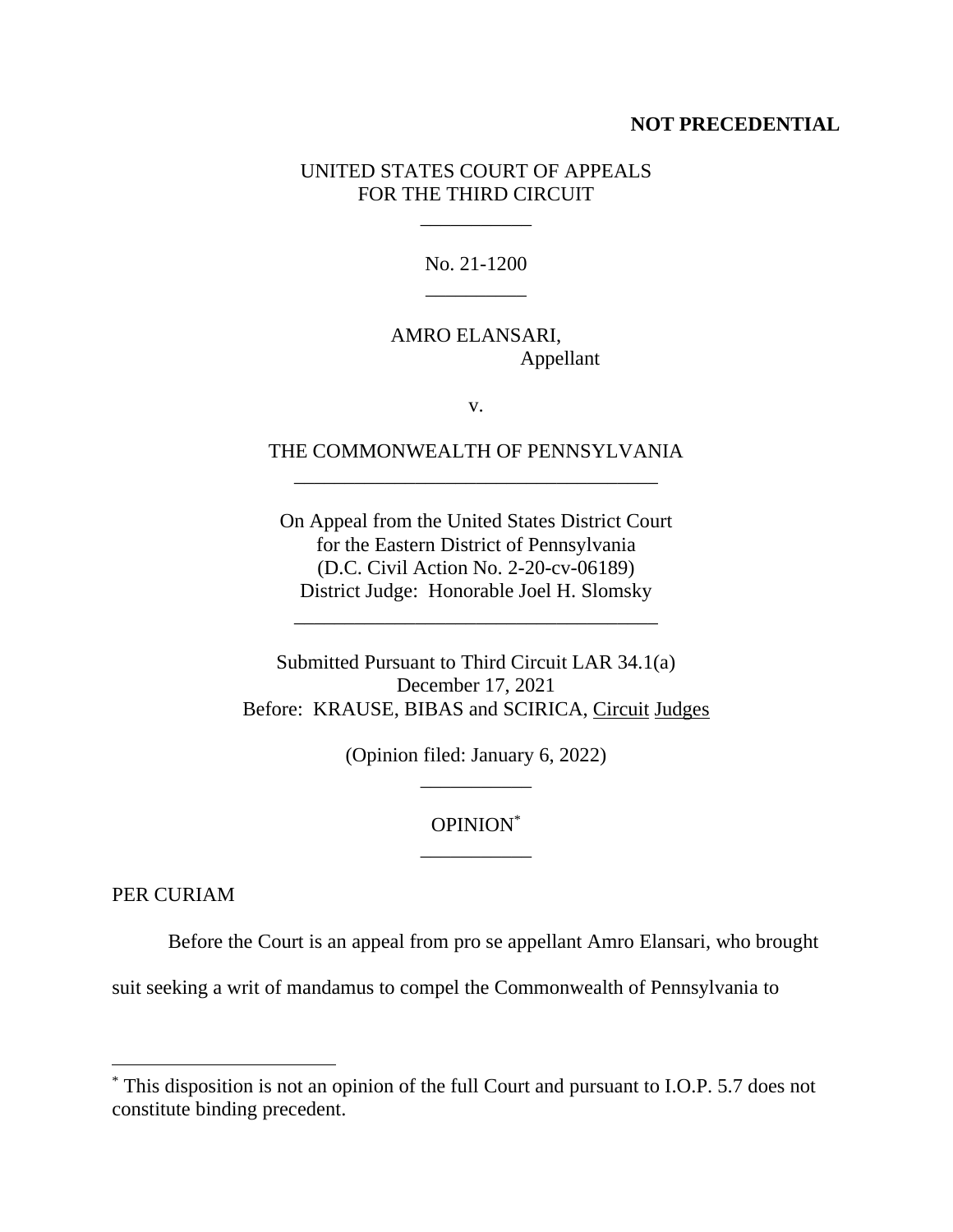**NOT PRECEDENTIAL**

UNITED STATES COURT OF APPEALS
FOR THE THIRD CIRCUIT

---

No. 21-1200

---

AMRO ELANSARI,
Appellant

v.

THE COMMONWEALTH OF PENNSYLVANIA

---

On Appeal from the United States District Court
for the Eastern District of Pennsylvania
(D.C. Civil Action No. 2-20-cv-06189)
District Judge: Honorable Joel H. Slomsky

---

Submitted Pursuant to Third Circuit LAR 34.1(a)
December 17, 2021
Before: KRAUSE, BIBAS and SCIRICA, Circuit Judges

(Opinion filed: January 6, 2022)

---

OPINION*

---

PER CURIAM

Before the Court is an appeal from pro se appellant Amro Elansari, who brought suit seeking a writ of mandamus to compel the Commonwealth of Pennsylvania to

---

* This disposition is not an opinion of the full Court and pursuant to I.O.P. 5.7 does not constitute binding precedent.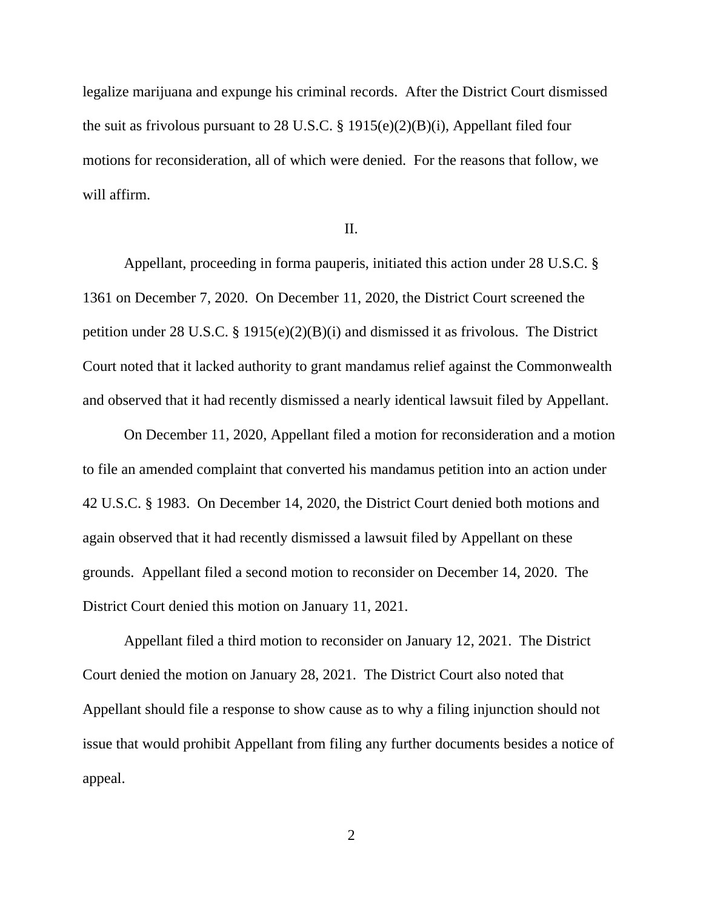legalize marijuana and expunge his criminal records. After the District Court dismissed the suit as frivolous pursuant to 28 U.S.C. § 1915(e)(2)(B)(i), Appellant filed four motions for reconsideration, all of which were denied. For the reasons that follow, we will affirm.

II.

Appellant, proceeding in forma pauperis, initiated this action under 28 U.S.C. § 1361 on December 7, 2020. On December 11, 2020, the District Court screened the petition under 28 U.S.C. § 1915(e)(2)(B)(i) and dismissed it as frivolous. The District Court noted that it lacked authority to grant mandamus relief against the Commonwealth and observed that it had recently dismissed a nearly identical lawsuit filed by Appellant.

On December 11, 2020, Appellant filed a motion for reconsideration and a motion to file an amended complaint that converted his mandamus petition into an action under 42 U.S.C. § 1983. On December 14, 2020, the District Court denied both motions and again observed that it had recently dismissed a lawsuit filed by Appellant on these grounds. Appellant filed a second motion to reconsider on December 14, 2020. The District Court denied this motion on January 11, 2021.

Appellant filed a third motion to reconsider on January 12, 2021. The District Court denied the motion on January 28, 2021. The District Court also noted that Appellant should file a response to show cause as to why a filing injunction should not issue that would prohibit Appellant from filing any further documents besides a notice of appeal.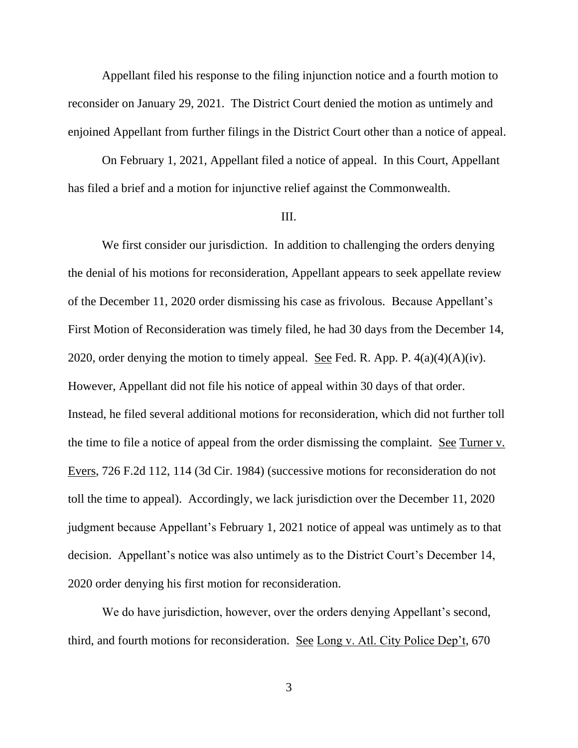Appellant filed his response to the filing injunction notice and a fourth motion to reconsider on January 29, 2021. The District Court denied the motion as untimely and enjoined Appellant from further filings in the District Court other than a notice of appeal.

On February 1, 2021, Appellant filed a notice of appeal. In this Court, Appellant has filed a brief and a motion for injunctive relief against the Commonwealth.

## III.

We first consider our jurisdiction. In addition to challenging the orders denying the denial of his motions for reconsideration, Appellant appears to seek appellate review of the December 11, 2020 order dismissing his case as frivolous. Because Appellant's First Motion of Reconsideration was timely filed, he had 30 days from the December 14, 2020, order denying the motion to timely appeal. See Fed. R. App. P. 4(a)(4)(A)(iv). However, Appellant did not file his notice of appeal within 30 days of that order. Instead, he filed several additional motions for reconsideration, which did not further toll the time to file a notice of appeal from the order dismissing the complaint. See Turner v. Evers, 726 F.2d 112, 114 (3d Cir. 1984) (successive motions for reconsideration do not toll the time to appeal). Accordingly, we lack jurisdiction over the December 11, 2020 judgment because Appellant's February 1, 2021 notice of appeal was untimely as to that decision. Appellant's notice was also untimely as to the District Court's December 14, 2020 order denying his first motion for reconsideration.

We do have jurisdiction, however, over the orders denying Appellant's second, third, and fourth motions for reconsideration. See Long v. Atl. City Police Dep't, 670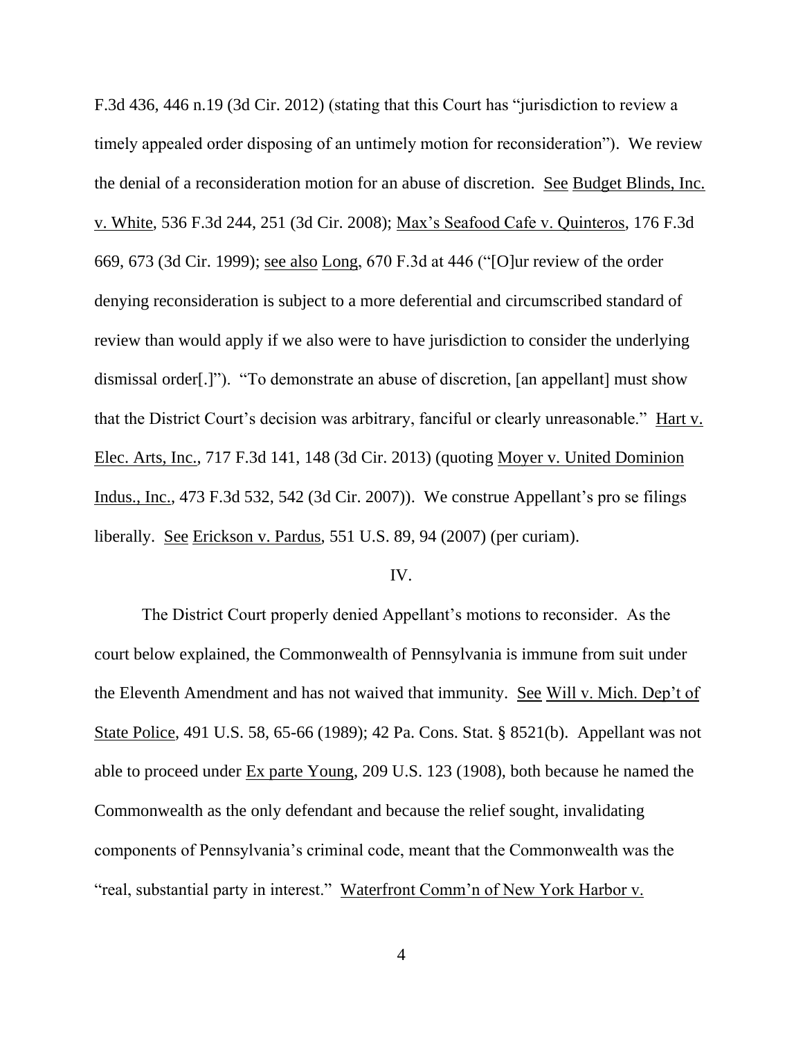F.3d 436, 446 n.19 (3d Cir. 2012) (stating that this Court has "jurisdiction to review a timely appealed order disposing of an untimely motion for reconsideration"). We review the denial of a reconsideration motion for an abuse of discretion. See Budget Blinds, Inc. v. White, 536 F.3d 244, 251 (3d Cir. 2008); Max's Seafood Cafe v. Quinteros, 176 F.3d 669, 673 (3d Cir. 1999); see also Long, 670 F.3d at 446 ("[O]ur review of the order denying reconsideration is subject to a more deferential and circumscribed standard of review than would apply if we also were to have jurisdiction to consider the underlying dismissal order[.]"). "To demonstrate an abuse of discretion, [an appellant] must show that the District Court's decision was arbitrary, fanciful or clearly unreasonable." Hart v. Elec. Arts, Inc., 717 F.3d 141, 148 (3d Cir. 2013) (quoting Moyer v. United Dominion Indus., Inc., 473 F.3d 532, 542 (3d Cir. 2007)). We construe Appellant's pro se filings liberally. See Erickson v. Pardus, 551 U.S. 89, 94 (2007) (per curiam).

## IV.

The District Court properly denied Appellant's motions to reconsider. As the court below explained, the Commonwealth of Pennsylvania is immune from suit under the Eleventh Amendment and has not waived that immunity. See Will v. Mich. Dep't of State Police, 491 U.S. 58, 65-66 (1989); 42 Pa. Cons. Stat. § 8521(b). Appellant was not able to proceed under Ex parte Young, 209 U.S. 123 (1908), both because he named the Commonwealth as the only defendant and because the relief sought, invalidating components of Pennsylvania's criminal code, meant that the Commonwealth was the "real, substantial party in interest." Waterfront Comm'n of New York Harbor v.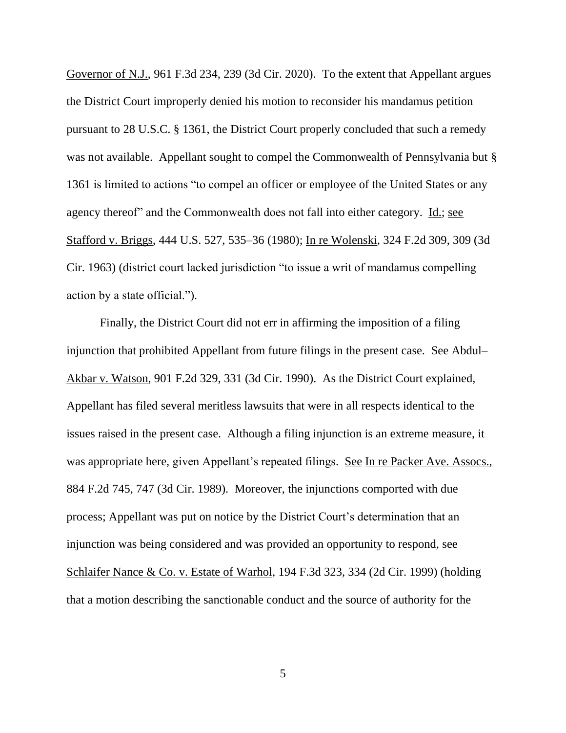Governor of N.J., 961 F.3d 234, 239 (3d Cir. 2020). To the extent that Appellant argues the District Court improperly denied his motion to reconsider his mandamus petition pursuant to 28 U.S.C. § 1361, the District Court properly concluded that such a remedy was not available. Appellant sought to compel the Commonwealth of Pennsylvania but § 1361 is limited to actions "to compel an officer or employee of the United States or any agency thereof" and the Commonwealth does not fall into either category. Id.; see Stafford v. Briggs, 444 U.S. 527, 535–36 (1980); In re Wolenski, 324 F.2d 309, 309 (3d Cir. 1963) (district court lacked jurisdiction "to issue a writ of mandamus compelling action by a state official.").

Finally, the District Court did not err in affirming the imposition of a filing injunction that prohibited Appellant from future filings in the present case. See Abdul–Akbar v. Watson, 901 F.2d 329, 331 (3d Cir. 1990). As the District Court explained, Appellant has filed several meritless lawsuits that were in all respects identical to the issues raised in the present case. Although a filing injunction is an extreme measure, it was appropriate here, given Appellant's repeated filings. See In re Packer Ave. Assocs., 884 F.2d 745, 747 (3d Cir. 1989). Moreover, the injunctions comported with due process; Appellant was put on notice by the District Court's determination that an injunction was being considered and was provided an opportunity to respond, see Schlaifer Nance & Co. v. Estate of Warhol, 194 F.3d 323, 334 (2d Cir. 1999) (holding that a motion describing the sanctionable conduct and the source of authority for the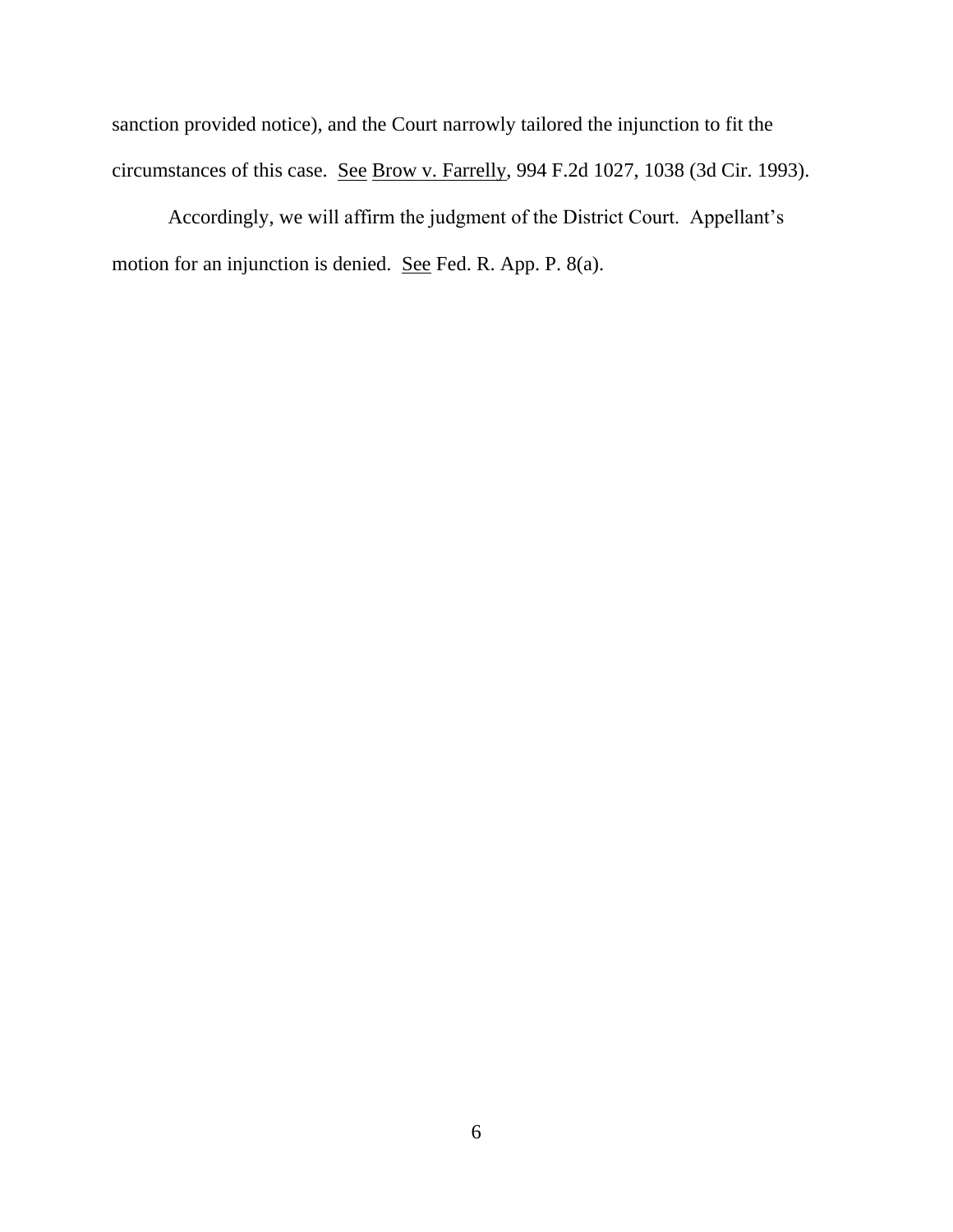sanction provided notice), and the Court narrowly tailored the injunction to fit the circumstances of this case. See Brow v. Farrelly, 994 F.2d 1027, 1038 (3d Cir. 1993).

Accordingly, we will affirm the judgment of the District Court. Appellant's motion for an injunction is denied. See Fed. R. App. P. 8(a).